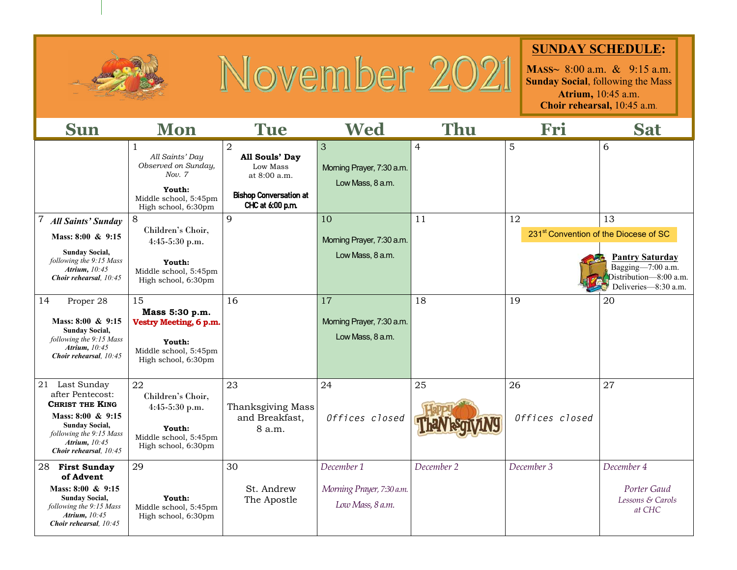# November 2021

**SUNDAY SCHEDULE:**

**Mass~** 8:00 a.m. & 9:15 a.m.
**Sunday Social**, following the Mass
**Atrium,** 10:45 a.m.
**Choir rehearsal,** 10:45 a.m.

| Sun | Mon | Tue | Wed | Thu | Fri | Sat |
|---|---|---|---|---|---|---|
| | 1 *All Saints' Day Observed on Sunday, Nov. 7* **Youth:** Middle school, 5:45pm High school, 6:30pm | 2 **All Souls' Day** Low Mass at 8:00 a.m. **Bishop Conversation at CHC at 6:00 p.m.** | 3 Morning Prayer, 7:30 a.m. Low Mass, 8 a.m. | 4 | 5 | 6 |
| 7 ***All Saints' Sunday*** **Mass: 8:00 & 9:15** **Sunday Social,** *following the 9:15 Mass* ***Atrium,** 10:45* ***Choir rehearsal**, 10:45* | 8 Children's Choir, 4:45-5:30 p.m. **Youth:** Middle school, 5:45pm High school, 6:30pm | 9 | 10 Morning Prayer, 7:30 a.m. Low Mass, 8 a.m. | 11 | 12 231st Convention of the Diocese of SC | 13 231st Convention of the Diocese of SC **Pantry Saturday** Bagging—7:00 a.m. Distribution—8:00 a.m. Deliveries—8:30 a.m. |
| 14 Proper 28 **Mass: 8:00 & 9:15** **Sunday Social,** *following the 9:15 Mass* ***Atrium,** 10:45* ***Choir rehearsal**, 10:45* | 15 **Mass 5:30 p.m.** **Vestry Meeting, 6 p.m.** **Youth:** Middle school, 5:45pm High school, 6:30pm | 16 | 17 Morning Prayer, 7:30 a.m. Low Mass, 8 a.m. | 18 | 19 | 20 |
| 21 Last Sunday after Pentecost: **CHRIST THE KING** **Mass: 8:00 & 9:15** **Sunday Social,** *following the 9:15 Mass* ***Atrium,** 10:45* ***Choir rehearsal**, 10:45* | 22 Children's Choir, 4:45-5:30 p.m. **Youth:** Middle school, 5:45pm High school, 6:30pm | 23 Thanksgiving Mass and Breakfast, 8 a.m. | 24 Offices closed | 25 Happy Thanksgiving | 26 Offices closed | 27 |
| 28 **First Sunday of Advent** **Mass: 8:00 & 9:15** **Sunday Social,** *following the 9:15 Mass* ***Atrium,** 10:45* ***Choir rehearsal**, 10:45* | 29 **Youth:** Middle school, 5:45pm High school, 6:30pm | 30 St. Andrew The Apostle | *December 1* *Morning Prayer, 7:30 a.m.* *Low Mass, 8 a.m.* | *December 2* | *December 3* | *December 4* *Porter Gaud Lessons & Carols at CHC* |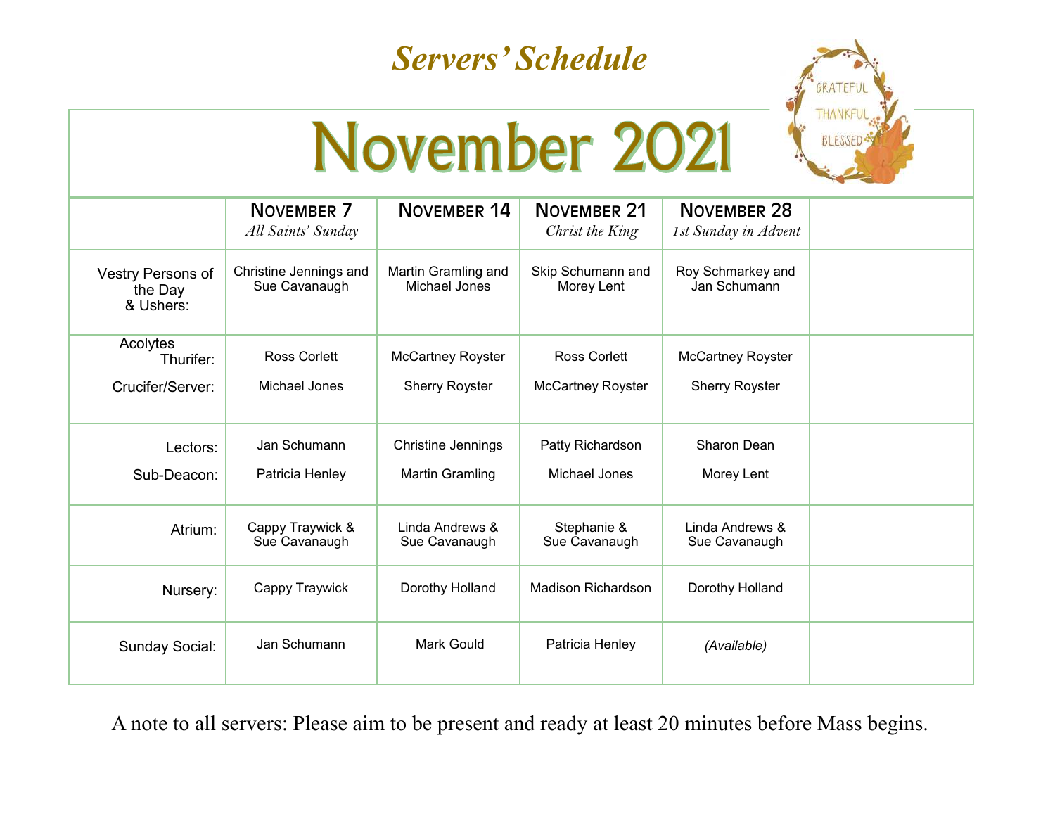# Servers' Schedule

## November 2021

| | **November 7** *All Saints' Sunday* | **November 14** | **November 21** *Christ the King* | **November 28** *1st Sunday in Advent* | |
|---|---|---|---|---|---|
| Vestry Persons of the Day & Ushers: | Christine Jennings and Sue Cavanaugh | Martin Gramling and Michael Jones | Skip Schumann and Morey Lent | Roy Schmarkey and Jan Schumann | |
| Acolytes Thurifer: | Ross Corlett | McCartney Royster | Ross Corlett | McCartney Royster | |
| Crucifer/Server: | Michael Jones | Sherry Royster | McCartney Royster | Sherry Royster | |
| Lectors: | Jan Schumann | Christine Jennings | Patty Richardson | Sharon Dean | |
| Sub-Deacon: | Patricia Henley | Martin Gramling | Michael Jones | Morey Lent | |
| Atrium: | Cappy Traywick & Sue Cavanaugh | Linda Andrews & Sue Cavanaugh | Stephanie & Sue Cavanaugh | Linda Andrews & Sue Cavanaugh | |
| Nursery: | Cappy Traywick | Dorothy Holland | Madison Richardson | Dorothy Holland | |
| Sunday Social: | Jan Schumann | Mark Gould | Patricia Henley | *(Available)* | |

A note to all servers: Please aim to be present and ready at least 20 minutes before Mass begins.